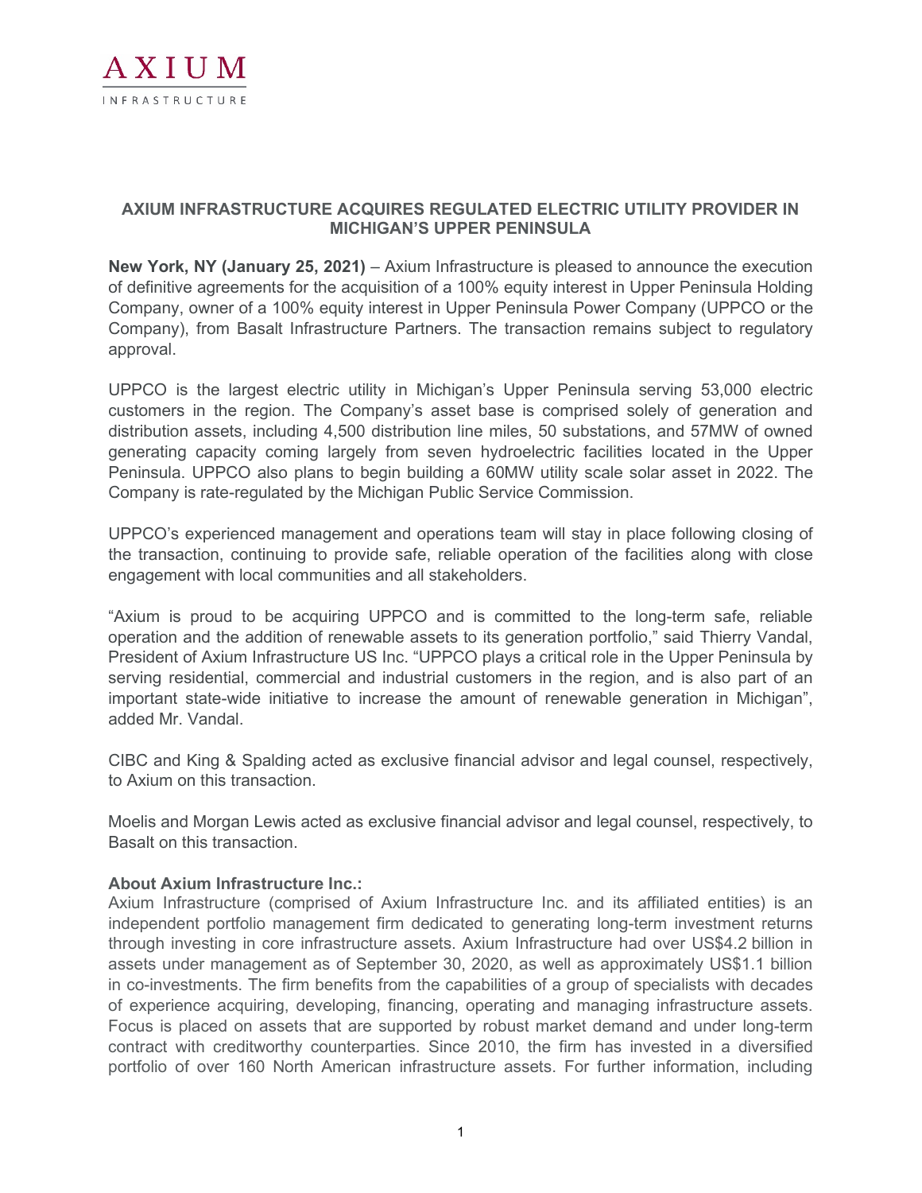AXIUM

INFRASTRUCTURE

# AXIUM INFRASTRUCTURE ACQUIRES REGULATED ELECTRIC UTILITY PROVIDER IN MICHIGAN'S UPPER PENINSULA

**New York, NY (January 25, 2021)** – Axium Infrastructure is pleased to announce the execution of definitive agreements for the acquisition of a 100% equity interest in Upper Peninsula Holding Company, owner of a 100% equity interest in Upper Peninsula Power Company (UPPCO or the Company), from Basalt Infrastructure Partners. The transaction remains subject to regulatory approval.

UPPCO is the largest electric utility in Michigan's Upper Peninsula serving 53,000 electric customers in the region. The Company's asset base is comprised solely of generation and distribution assets, including 4,500 distribution line miles, 50 substations, and 57MW of owned generating capacity coming largely from seven hydroelectric facilities located in the Upper Peninsula. UPPCO also plans to begin building a 60MW utility scale solar asset in 2022. The Company is rate-regulated by the Michigan Public Service Commission.

UPPCO's experienced management and operations team will stay in place following closing of the transaction, continuing to provide safe, reliable operation of the facilities along with close engagement with local communities and all stakeholders.

"Axium is proud to be acquiring UPPCO and is committed to the long-term safe, reliable operation and the addition of renewable assets to its generation portfolio," said Thierry Vandal, President of Axium Infrastructure US Inc. "UPPCO plays a critical role in the Upper Peninsula by serving residential, commercial and industrial customers in the region, and is also part of an important state-wide initiative to increase the amount of renewable generation in Michigan", added Mr. Vandal.

CIBC and King & Spalding acted as exclusive financial advisor and legal counsel, respectively, to Axium on this transaction.

Moelis and Morgan Lewis acted as exclusive financial advisor and legal counsel, respectively, to Basalt on this transaction.

**About Axium Infrastructure Inc.:**

Axium Infrastructure (comprised of Axium Infrastructure Inc. and its affiliated entities) is an independent portfolio management firm dedicated to generating long-term investment returns through investing in core infrastructure assets. Axium Infrastructure had over US$4.2 billion in assets under management as of September 30, 2020, as well as approximately US$1.1 billion in co-investments. The firm benefits from the capabilities of a group of specialists with decades of experience acquiring, developing, financing, operating and managing infrastructure assets. Focus is placed on assets that are supported by robust market demand and under long-term contract with creditworthy counterparties. Since 2010, the firm has invested in a diversified portfolio of over 160 North American infrastructure assets. For further information, including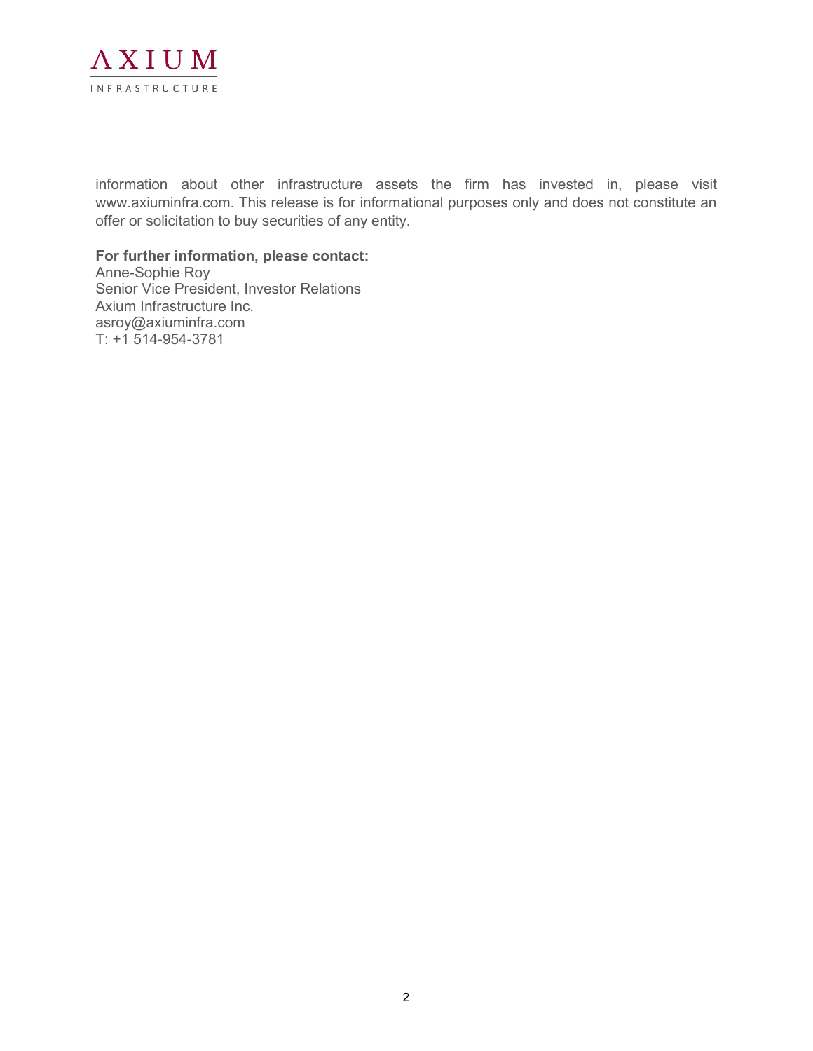information about other infrastructure assets the firm has invested in, please visit www.axiuminfra.com. This release is for informational purposes only and does not constitute an offer or solicitation to buy securities of any entity.

**For further information, please contact:**
Anne-Sophie Roy
Senior Vice President, Investor Relations
Axium Infrastructure Inc.
asroy@axiuminfra.com
T: +1 514-954-3781